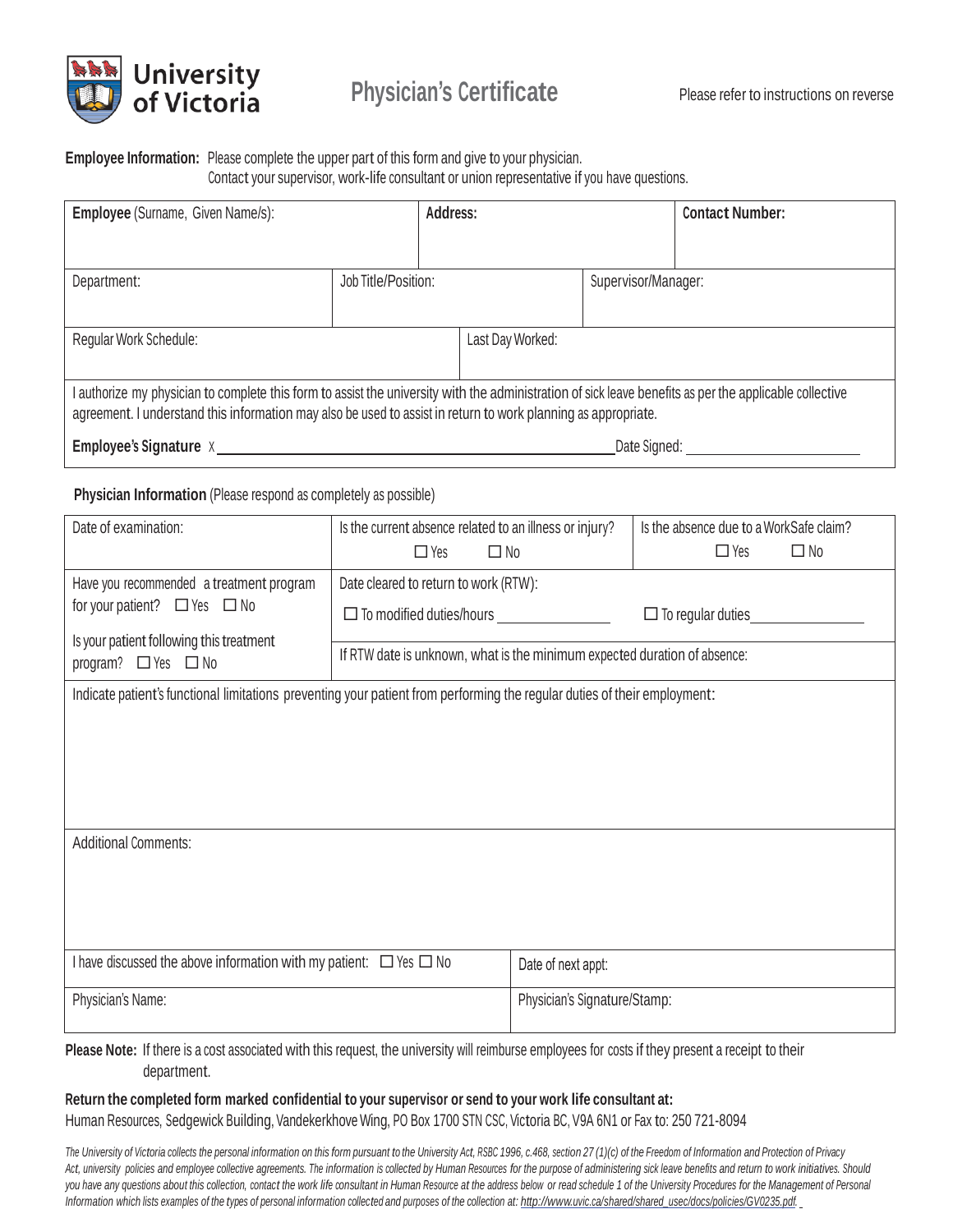University of Victoria

# Physician's Certificate

Please refer to instructions on reverse

**Employee Information:** Please complete the upper part of this form and give to your physician.
Contact your supervisor, work-life consultant or union representative if you have questions.

| **Employee** (Surname, Given Name/s): | **Address:** | **Contact Number:** |
|---|---|---|
| Department: | Job Title/Position: | Supervisor/Manager: |
| Regular Work Schedule: | Last Day Worked: | |

I authorize my physician to complete this form to assist the university with the administration of sick leave benefits as per the applicable collective agreement. I understand this information may also be used to assist in return to work planning as appropriate.

**Employee's Signature** X ____________________ Date Signed: ____________________

**Physician Information** (Please respond as completely as possible)

| Date of examination: | Is the current absence related to an illness or injury? ☐ Yes ☐ No | Is the absence due to a WorkSafe claim? ☐ Yes ☐ No |
|---|---|---|
| Have you recommended a treatment program for your patient? ☐ Yes ☐ No | Date cleared to return to work (RTW): ☐ To modified duties/hours ____________ ☐ To regular duties____________ | |
| Is your patient following this treatment program? ☐ Yes ☐ No | If RTW date is unknown, what is the minimum expected duration of absence: | |

Indicate patient's functional limitations preventing your patient from performing the regular duties of their employment:

Additional Comments:

| I have discussed the above information with my patient: ☐ Yes ☐ No | Date of next appt: |
|---|---|
| Physician's Name: | Physician's Signature/Stamp: |

**Please Note:** If there is a cost associated with this request, the university will reimburse employees for costs if they present a receipt to their department.

**Return the completed form marked confidential to your supervisor or send to your work life consultant at:**
Human Resources, Sedgewick Building, Vandekerkhove Wing, PO Box 1700 STN CSC, Victoria BC, V9A 6N1 or Fax to: 250 721-8094

*The University of Victoria collects the personal information on this form pursuant to the University Act, RSBC 1996, c.468, section 27 (1)(c) of the Freedom of Information and Protection of Privacy Act, university policies and employee collective agreements. The information is collected by Human Resources for the purpose of administering sick leave benefits and return to work initiatives. Should you have any questions about this collection, contact the work life consultant in Human Resource at the address below or read schedule 1 of the University Procedures for the Management of Personal Information which lists examples of the types of personal information collected and purposes of the collection at: http://www.uvic.ca/shared/shared_usec/docs/policies/GV0235.pdf.*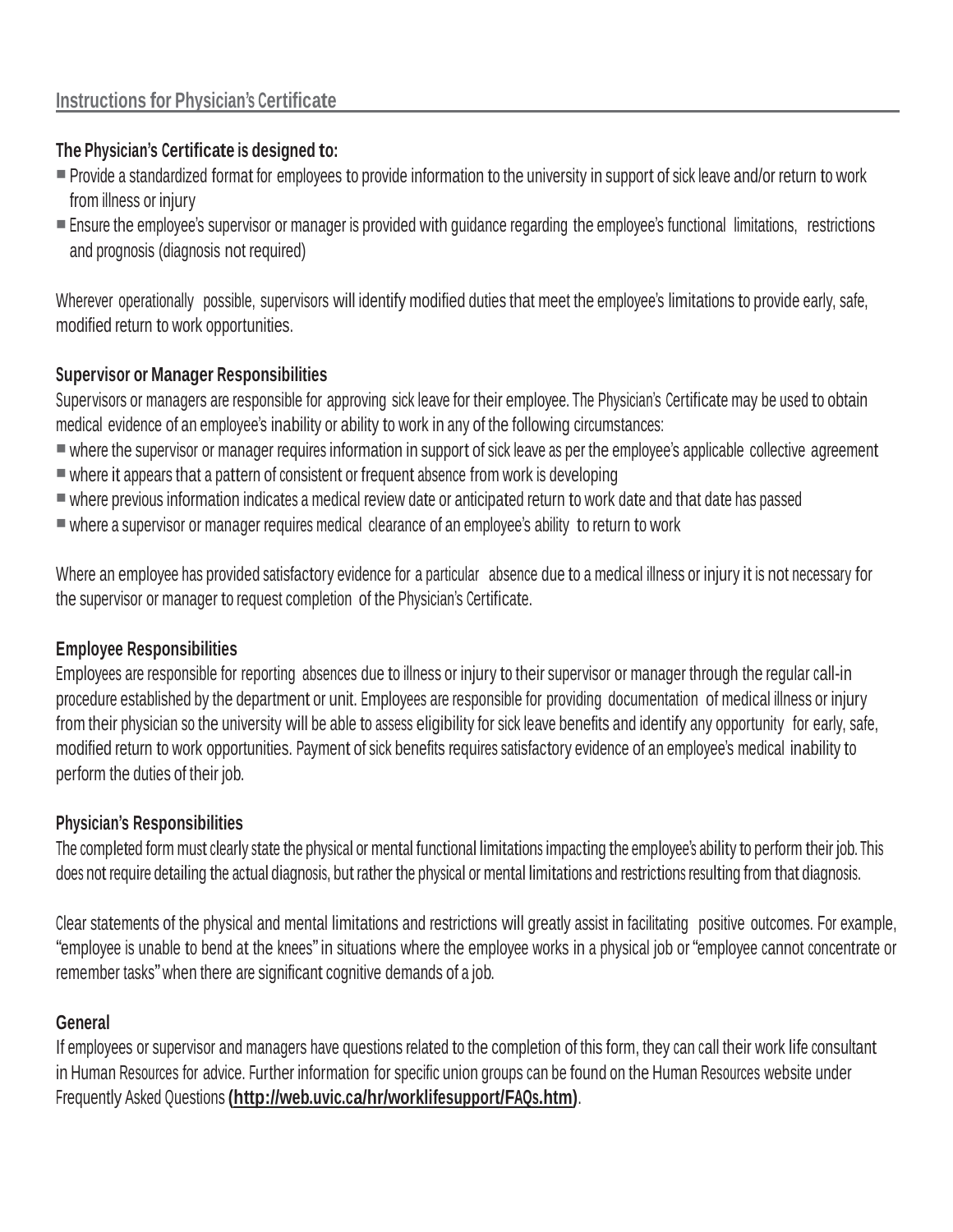## Instructions for Physician's Certificate

**The Physician's Certificate is designed to:**

- Provide a standardized format for employees to provide information to the university in support of sick leave and/or return to work from illness or injury
- Ensure the employee's supervisor or manager is provided with guidance regarding the employee's functional limitations, restrictions and prognosis (diagnosis not required)

Wherever operationally possible, supervisors will identify modified duties that meet the employee's limitations to provide early, safe, modified return to work opportunities.

### Supervisor or Manager Responsibilities

Supervisors or managers are responsible for approving sick leave for their employee. The Physician's Certificate may be used to obtain medical evidence of an employee's inability or ability to work in any of the following circumstances:

- where the supervisor or manager requires information in support of sick leave as per the employee's applicable collective agreement
- where it appears that a pattern of consistent or frequent absence from work is developing
- where previous information indicates a medical review date or anticipated return to work date and that date has passed
- where a supervisor or manager requires medical clearance of an employee's ability to return to work

Where an employee has provided satisfactory evidence for a particular absence due to a medical illness or injury it is not necessary for the supervisor or manager to request completion of the Physician's Certificate.

### Employee Responsibilities

Employees are responsible for reporting absences due to illness or injury to their supervisor or manager through the regular call-in procedure established by the department or unit. Employees are responsible for providing documentation of medical illness or injury from their physician so the university will be able to assess eligibility for sick leave benefits and identify any opportunity for early, safe, modified return to work opportunities. Payment of sick benefits requires satisfactory evidence of an employee's medical inability to perform the duties of their job.

### Physician's Responsibilities

The completed form must clearly state the physical or mental functional limitations impacting the employee's ability to perform their job. This does not require detailing the actual diagnosis, but rather the physical or mental limitations and restrictions resulting from that diagnosis.

Clear statements of the physical and mental limitations and restrictions will greatly assist in facilitating positive outcomes. For example, "employee is unable to bend at the knees" in situations where the employee works in a physical job or "employee cannot concentrate or remember tasks" when there are significant cognitive demands of a job.

### General

If employees or supervisor and managers have questions related to the completion of this form, they can call their work life consultant in Human Resources for advice. Further information for specific union groups can be found on the Human Resources website under Frequently Asked Questions **(http://web.uvic.ca/hr/worklifesupport/FAQs.htm)**.